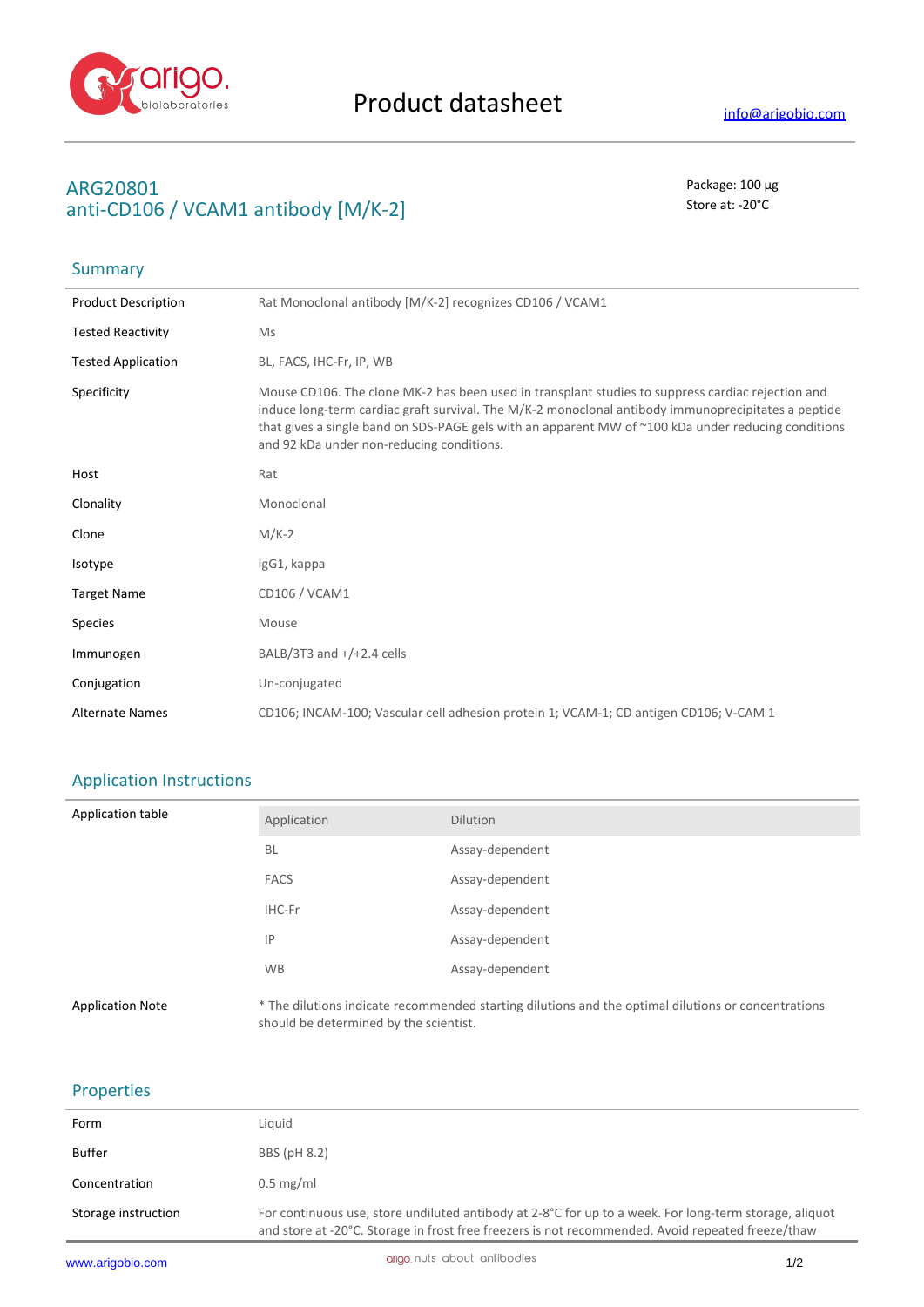# Product datasheet

info@arigobio.com

## ARG20801
## anti-CD106 / VCAM1 antibody [M/K-2]

Package: 100 μg
Store at: -20°C

### Summary

| | |
|---|---|
| Product Description | Rat Monoclonal antibody [M/K-2] recognizes CD106 / VCAM1 |
| Tested Reactivity | Ms |
| Tested Application | BL, FACS, IHC-Fr, IP, WB |
| Specificity | Mouse CD106. The clone MK-2 has been used in transplant studies to suppress cardiac rejection and induce long-term cardiac graft survival. The M/K-2 monoclonal antibody immunoprecipitates a peptide that gives a single band on SDS-PAGE gels with an apparent MW of ~100 kDa under reducing conditions and 92 kDa under non-reducing conditions. |
| Host | Rat |
| Clonality | Monoclonal |
| Clone | M/K-2 |
| Isotype | IgG1, kappa |
| Target Name | CD106 / VCAM1 |
| Species | Mouse |
| Immunogen | BALB/3T3 and +/+2.4 cells |
| Conjugation | Un-conjugated |
| Alternate Names | CD106; INCAM-100; Vascular cell adhesion protein 1; VCAM-1; CD antigen CD106; V-CAM 1 |

### Application Instructions

Application table

| Application | Dilution |
|---|---|
| BL | Assay-dependent |
| FACS | Assay-dependent |
| IHC-Fr | Assay-dependent |
| IP | Assay-dependent |
| WB | Assay-dependent |

Application Note: * The dilutions indicate recommended starting dilutions and the optimal dilutions or concentrations should be determined by the scientist.

### Properties

| | |
|---|---|
| Form | Liquid |
| Buffer | BBS (pH 8.2) |
| Concentration | 0.5 mg/ml |
| Storage instruction | For continuous use, store undiluted antibody at 2-8°C for up to a week. For long-term storage, aliquot and store at -20°C. Storage in frost free freezers is not recommended. Avoid repeated freeze/thaw |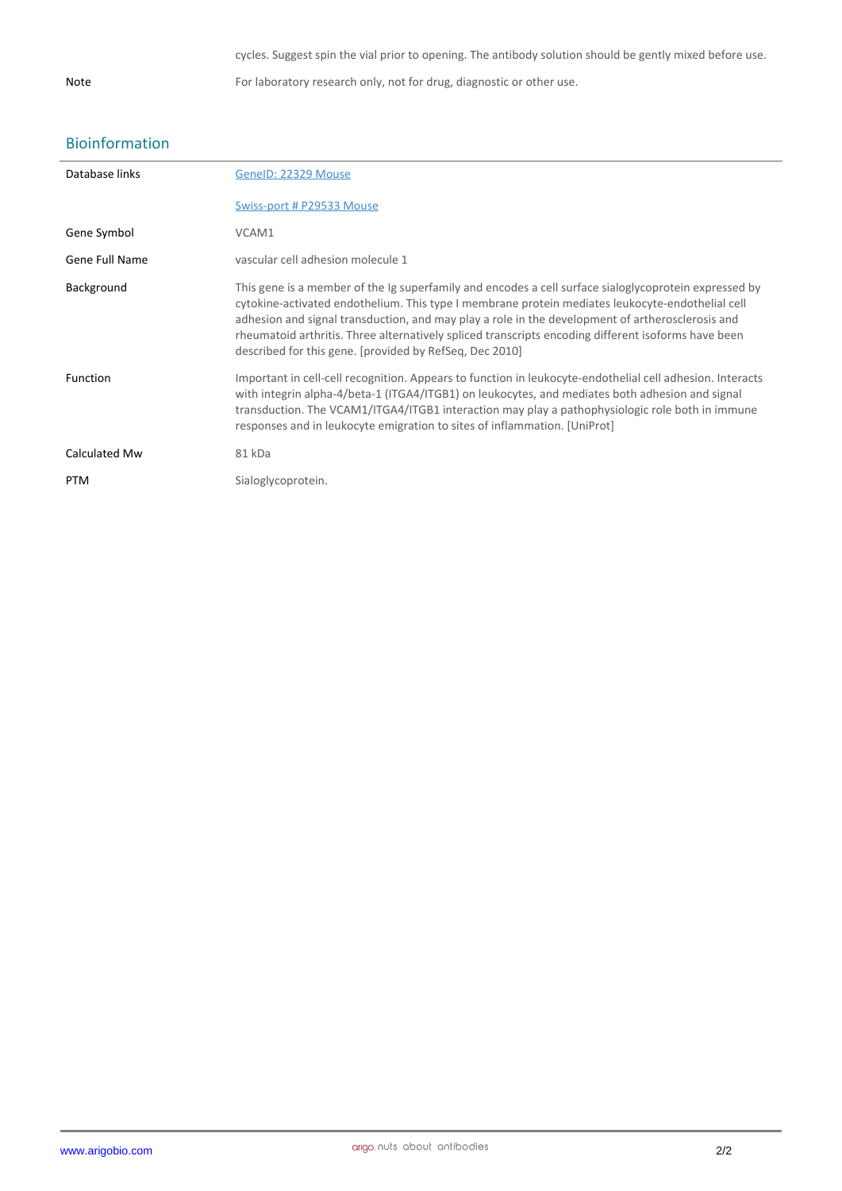| | |
|---|---|
| | cycles. Suggest spin the vial prior to opening. The antibody solution should be gently mixed before use. |
| Note | For laboratory research only, not for drug, diagnostic or other use. |

## Bioinformation

| | |
|---|---|
| Database links | GeneID: 22329 Mouse |
| | Swiss-port # P29533 Mouse |
| Gene Symbol | VCAM1 |
| Gene Full Name | vascular cell adhesion molecule 1 |
| Background | This gene is a member of the Ig superfamily and encodes a cell surface sialoglycoprotein expressed by cytokine-activated endothelium. This type I membrane protein mediates leukocyte-endothelial cell adhesion and signal transduction, and may play a role in the development of artherosclerosis and rheumatoid arthritis. Three alternatively spliced transcripts encoding different isoforms have been described for this gene. [provided by RefSeq, Dec 2010] |
| Function | Important in cell-cell recognition. Appears to function in leukocyte-endothelial cell adhesion. Interacts with integrin alpha-4/beta-1 (ITGA4/ITGB1) on leukocytes, and mediates both adhesion and signal transduction. The VCAM1/ITGA4/ITGB1 interaction may play a pathophysiologic role both in immune responses and in leukocyte emigration to sites of inflammation. [UniProt] |
| Calculated Mw | 81 kDa |
| PTM | Sialoglycoprotein. |